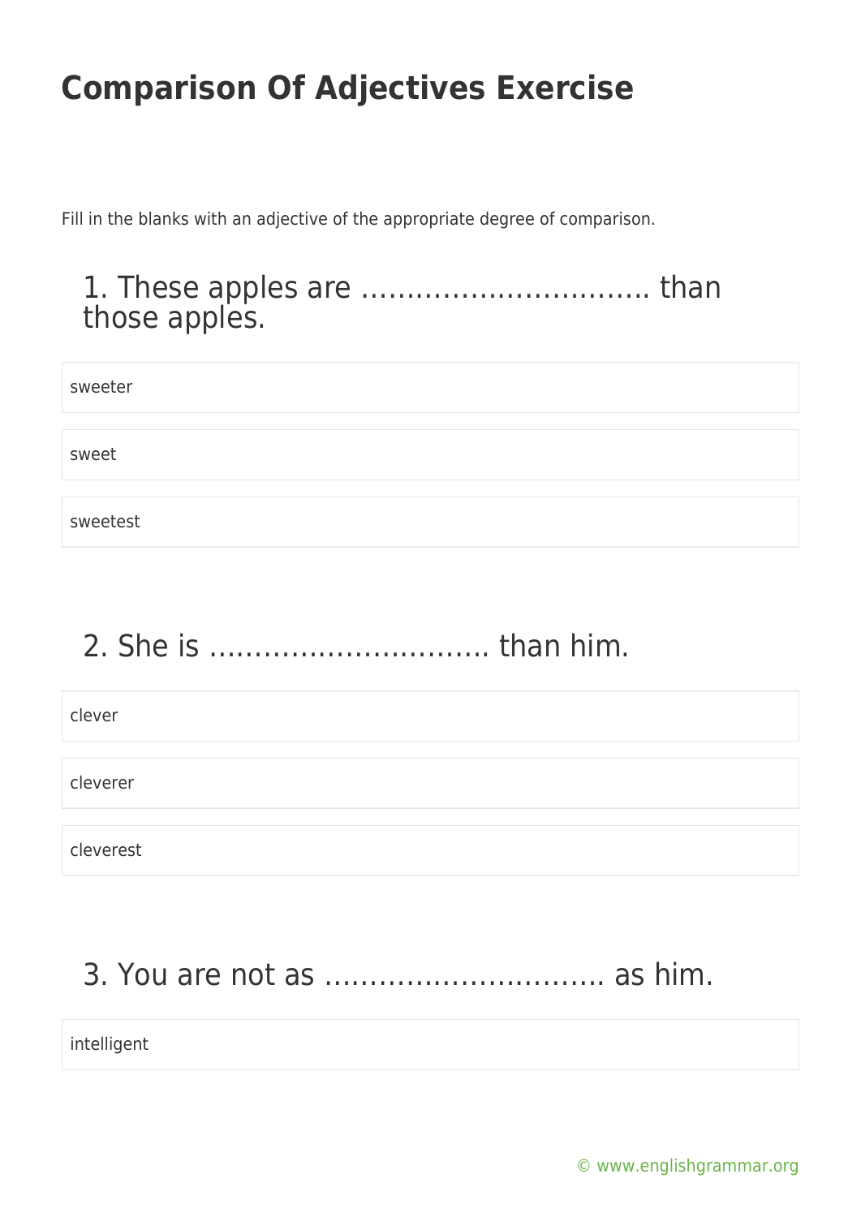# Comparison Of Adjectives Exercise

Fill in the blanks with an adjective of the appropriate degree of comparison.

## 1. These apples are ………………………….. than those apples.

- sweeter
- sweet
- sweetest

## 2. She is ………………………… than him.

- clever
- cleverer
- cleverest

## 3. You are not as ………………………… as him.

- intelligent

© www.englishgrammar.org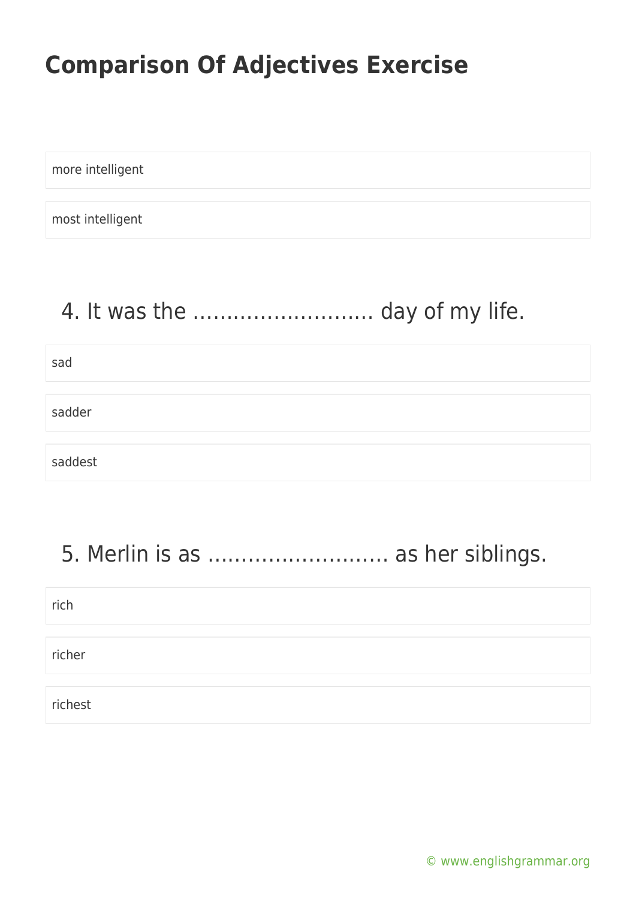# Comparison Of Adjectives Exercise

more intelligent

most intelligent

4. It was the ……………………… day of my life.

sad

sadder

saddest

5. Merlin is as ……………………… as her siblings.

rich

richer

richest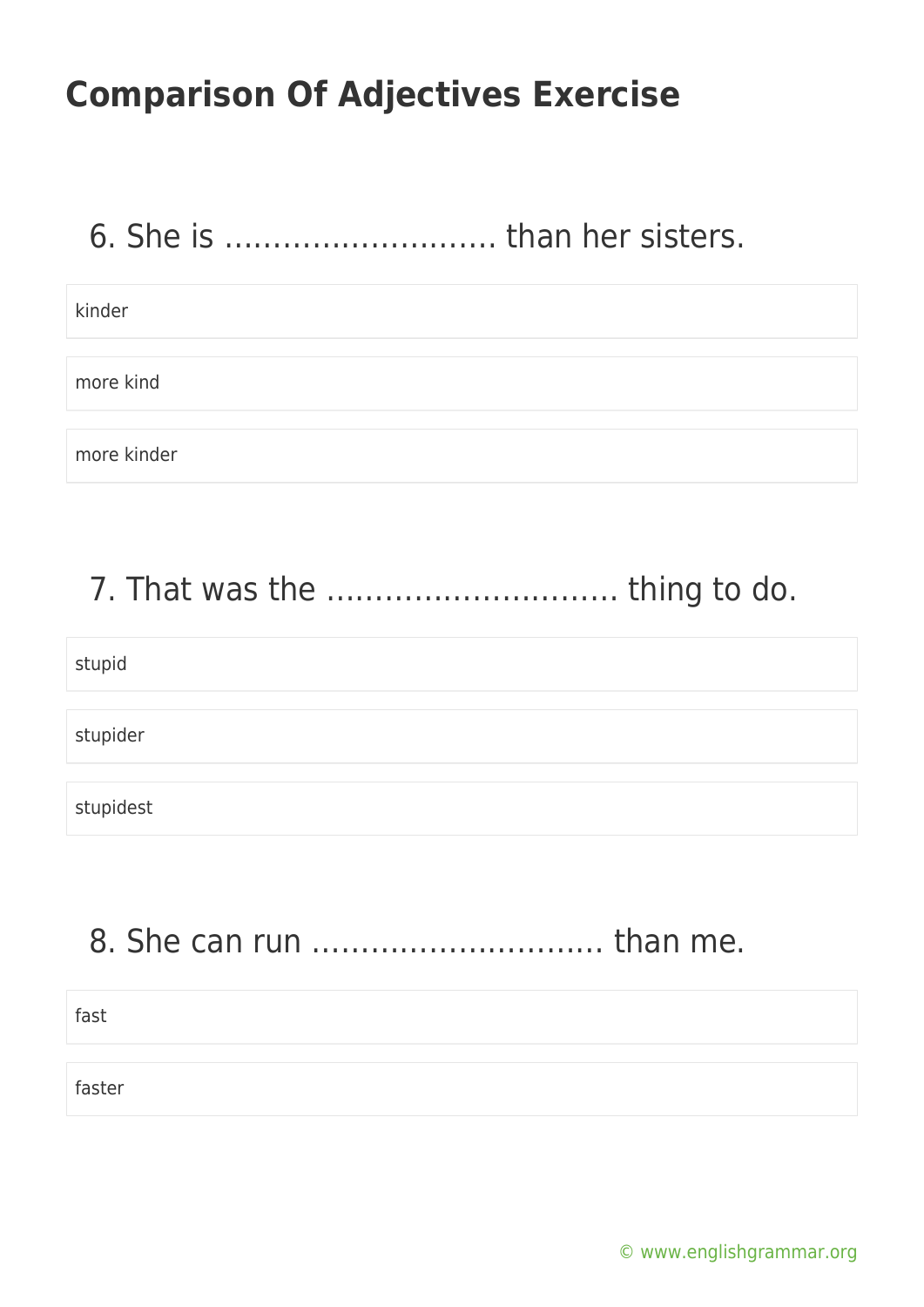# Comparison Of Adjectives Exercise

## 6. She is ……………………… than her sisters.

- kinder
- more kind
- more kinder

## 7. That was the ……………………….. thing to do.

- stupid
- stupider
- stupidest

## 8. She can run ……………………….. than me.

- fast
- faster

© www.englishgrammar.org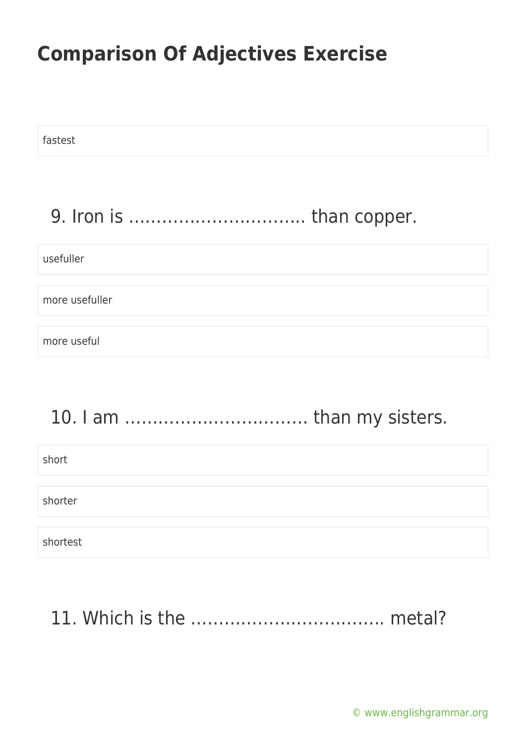# Comparison Of Adjectives Exercise

fastest

9. Iron is ………………………….. than copper.

usefuller

more usefuller

more useful

10. I am …………………………… than my sisters.

short

shorter

shortest

11. Which is the …………………………….. metal?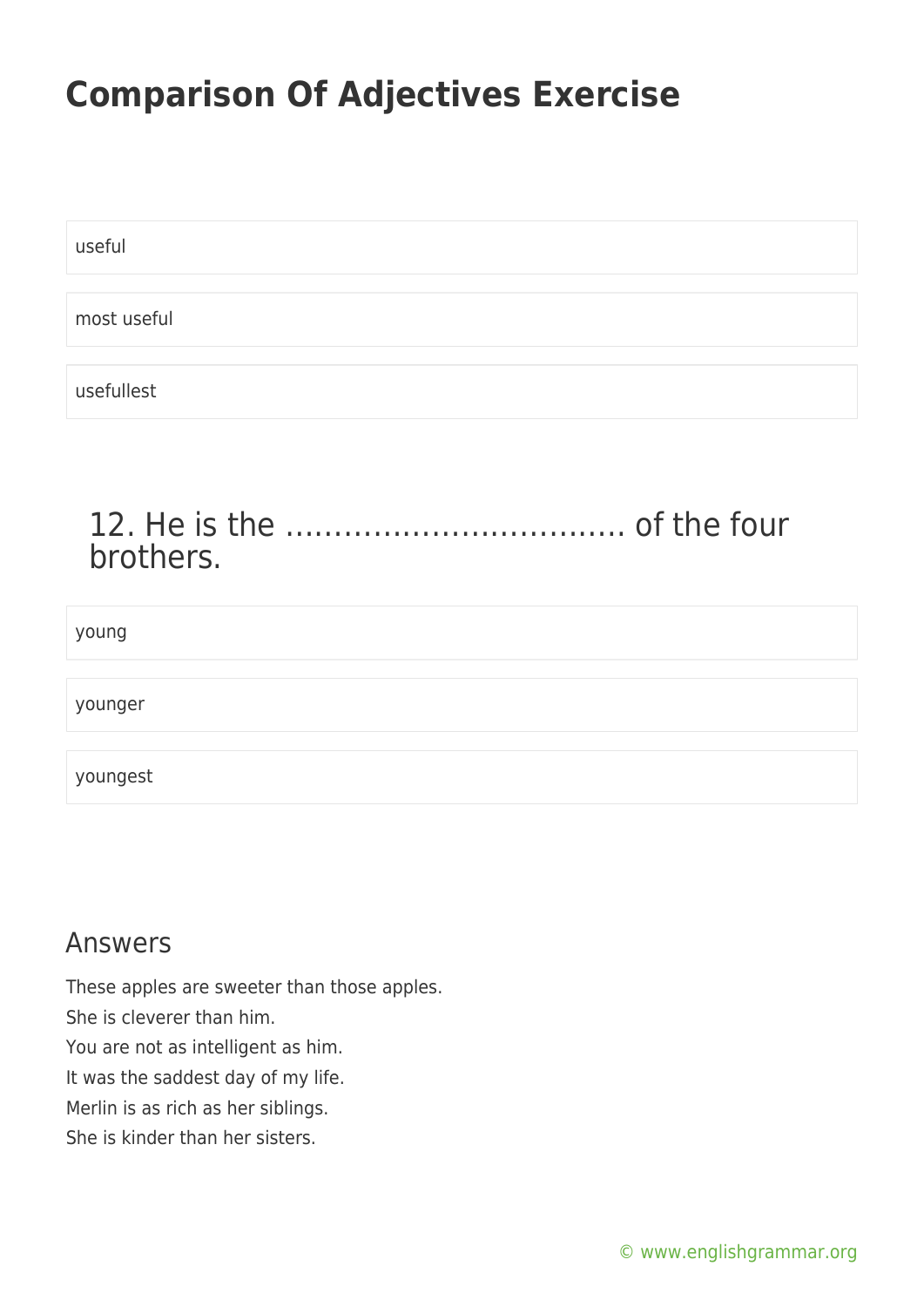useful

most useful

usefullest

## 12. He is the ……………………………. of the four brothers.

young

younger

youngest

## Answers

These apples are sweeter than those apples.
She is cleverer than him.
You are not as intelligent as him.
It was the saddest day of my life.
Merlin is as rich as her siblings.
She is kinder than her sisters.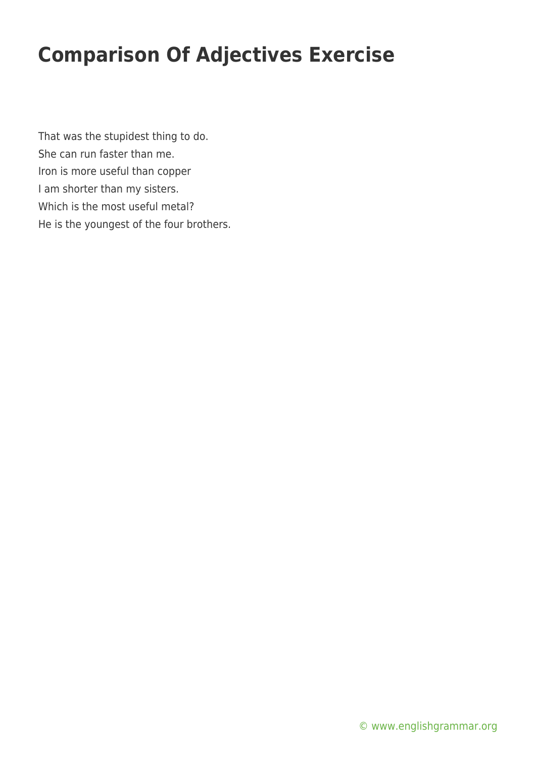# Comparison Of Adjectives Exercise

That was the stupidest thing to do.
She can run faster than me.
Iron is more useful than copper
I am shorter than my sisters.
Which is the most useful metal?
He is the youngest of the four brothers.